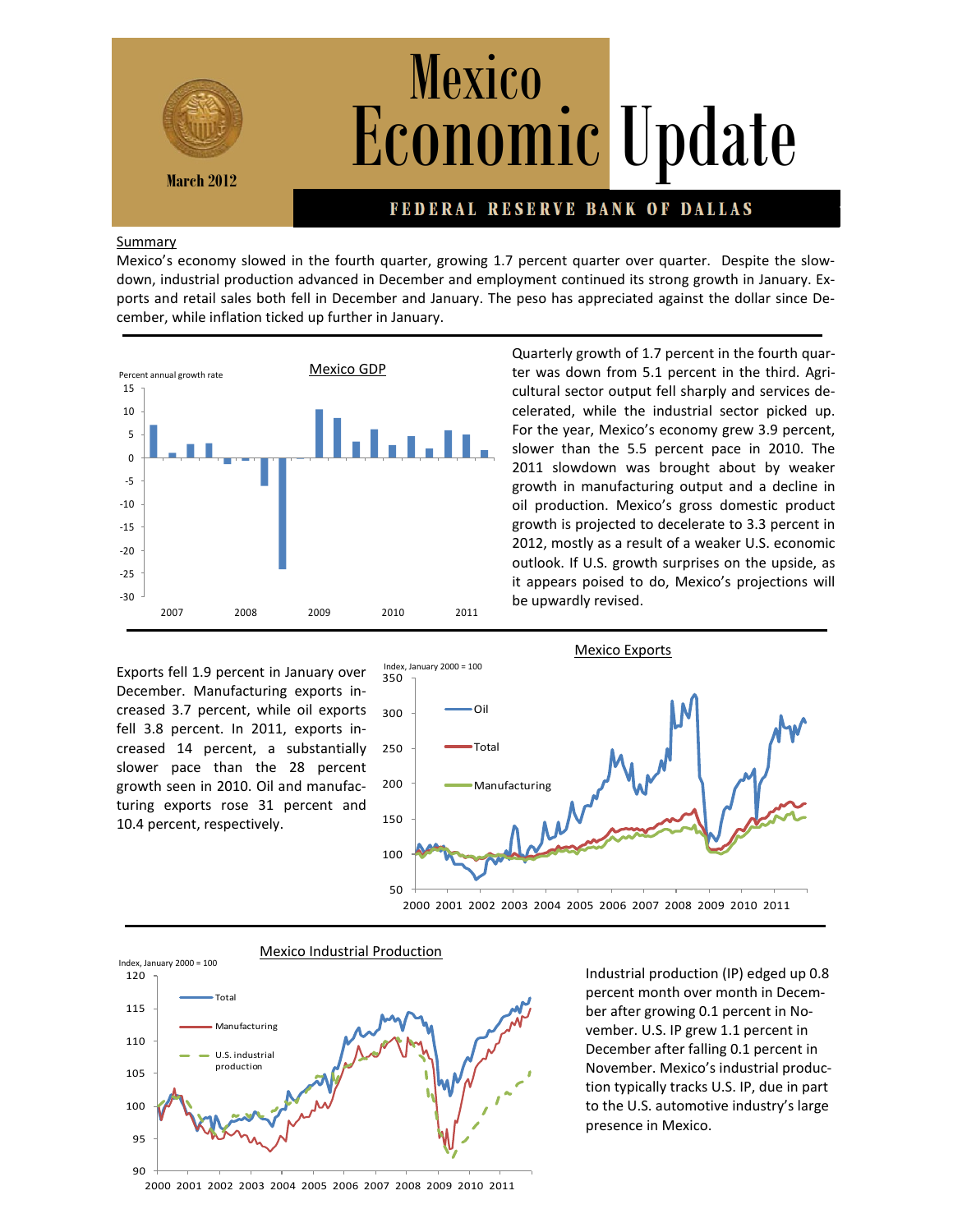# Mexico Economic Update

March 2012

FEDERAL RESERVE BANK OF DALLAS

## Summary

Mexico's economy slowed in the fourth quarter, growing 1.7 percent quarter over quarter. Despite the slowdown, industrial production advanced in December and employment continued its strong growth in January. Exports and retail sales both fell in December and January. The peso has appreciated against the dollar since December, while inflation ticked up further in January.

Mexico GDP

Quarterly growth of 1.7 percent in the fourth quarter was down from 5.1 percent in the third. Agricultural sector output fell sharply and services decelerated, while the industrial sector picked up. For the year, Mexico's economy grew 3.9 percent, slower than the 5.5 percent pace in 2010. The 2011 slowdown was brought about by weaker growth in manufacturing output and a decline in oil production. Mexico's gross domestic product growth is projected to decelerate to 3.3 percent in 2012, mostly as a result of a weaker U.S. economic outlook. If U.S. growth surprises on the upside, as it appears poised to do, Mexico's projections will be upwardly revised.

Mexico Exports

Exports fell 1.9 percent in January over December. Manufacturing exports increased 3.7 percent, while oil exports fell 3.8 percent. In 2011, exports increased 14 percent, a substantially slower pace than the 28 percent growth seen in 2010. Oil and manufacturing exports rose 31 percent and 10.4 percent, respectively.

Mexico Industrial Production

Industrial production (IP) edged up 0.8 percent month over month in December after growing 0.1 percent in November. U.S. IP grew 1.1 percent in December after falling 0.1 percent in November. Mexico's industrial production typically tracks U.S. IP, due in part to the U.S. automotive industry's large presence in Mexico.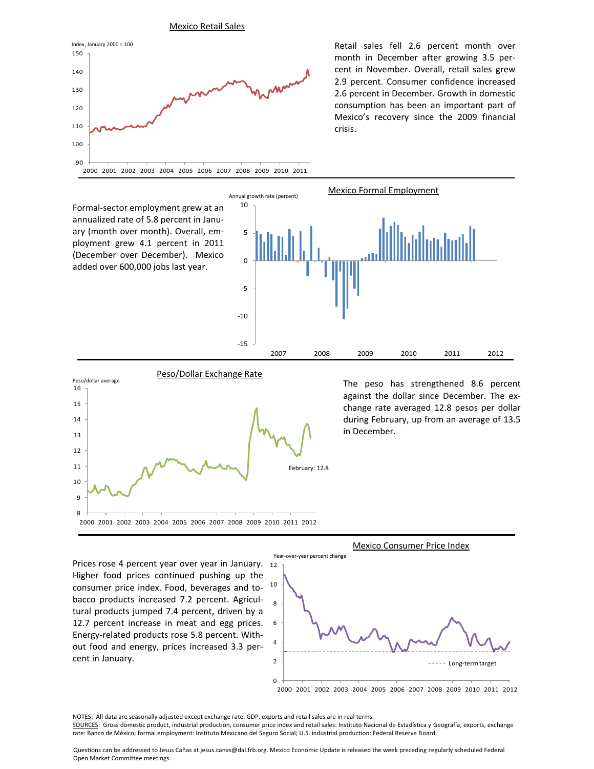## Mexico Retail Sales

Index, January 2000 = 100

150
140
130
120
110
100
90

2000 2001 2002 2003 2004 2005 2006 2007 2008 2009 2010 2011

Retail sales fell 2.6 percent month over month in December after growing 3.5 percent in November. Overall, retail sales grew 2.9 percent. Consumer confidence increased 2.6 percent in December. Growth in domestic consumption has been an important part of Mexico's recovery since the 2009 financial crisis.

---

## Mexico Formal Employment

Formal-sector employment grew at an annualized rate of 5.8 percent in January (month over month). Overall, employment grew 4.1 percent in 2011 (December over December). Mexico added over 600,000 jobs last year.

Annual growth rate (percent)

10
5
0
-5
-10
-15

2007 2008 2009 2010 2011 2012

---

## Peso/Dollar Exchange Rate

Peso/dollar average

16
15
14
13
12
11
10
9
8

2000 2001 2002 2003 2004 2005 2006 2007 2008 2009 2010 2011 2012

February: 12.8

The peso has strengthened 8.6 percent against the dollar since December. The exchange rate averaged 12.8 pesos per dollar during February, up from an average of 13.5 in December.

---

## Mexico Consumer Price Index

Prices rose 4 percent year over year in January. Higher food prices continued pushing up the consumer price index. Food, beverages and tobacco products increased 7.2 percent. Agricultural products jumped 7.4 percent, driven by a 12.7 percent increase in meat and egg prices. Energy-related products rose 5.8 percent. Without food and energy, prices increased 3.3 percent in January.

Year-over-year percent change

12
10
8
6
4
2
0

2000 2001 2002 2003 2004 2005 2006 2007 2008 2009 2010 2011 2012

----- Long-term target

---

NOTES: All data are seasonally adjusted except exchange rate. GDP, exports and retail sales are in real terms.

SOURCES: Gross domestic product, industrial production, consumer price index and retail sales: Instituto Nacional de Estadística y Geografía; exports, exchange rate: Banco de México; formal employment: Instituto Mexicano del Seguro Social; U.S. industrial production: Federal Reserve Board.

Questions can be addressed to Jesus Cañas at jesus.canas@dal.frb.org. Mexico Economic Update is released the week preceding regularly scheduled Federal Open Market Committee meetings.